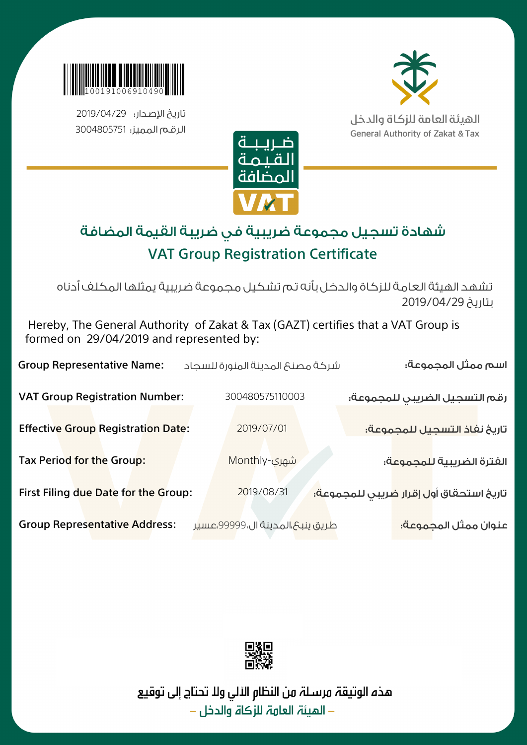100191006910490

تاريخ الإصدار: 2019/04/29

الرقم المميز: 3004805751

الهيئة العامة للزكاة والدخل

General Authority of Zakat & Tax

ضريبة القيمة المضافة

VAT

# شهادة تسجيل مجموعة ضريبية في ضريبة القيمة المضافة

# VAT Group Registration Certificate

تشهد الهيئة العامة للزكاة والدخل بأنه تم تشكيل مجموعة ضريبية يمثلها المكلف أدناه بتاريخ 2019/04/29

Hereby, The General Authority of Zakat & Tax (GAZT) certifies that a VAT Group is formed on 29/04/2019 and represented by:

| | | |
|---|---|---|
| **Group Representative Name:** | شركة مصنع المدينة المنورة للسجاد | **اسم ممثل المجموعة:** |
| **VAT Group Registration Number:** | 300480575110003 | **رقم التسجيل الضريبي للمجموعة:** |
| **Effective Group Registration Date:** | 2019/07/01 | **تاريخ نفاذ التسجيل للمجموعة:** |
| **Tax Period for the Group:** | Monthly-شهري | **الفترة الضريبية للمجموعة:** |
| **First Filing due Date for the Group:** | 2019/08/31 | **تاريخ استحقاق أول إقرار ضريبي للمجموعة:** |
| **Group Representative Address:** | طريق ينبع،المدينة ال،99999،عسير | **عنوان ممثل المجموعة:** |

هذه الوثيقة مرسلة من النظام الآلي ولا تحتاج إلى توقيع

– الهيئة العامة للزكاة والدخل –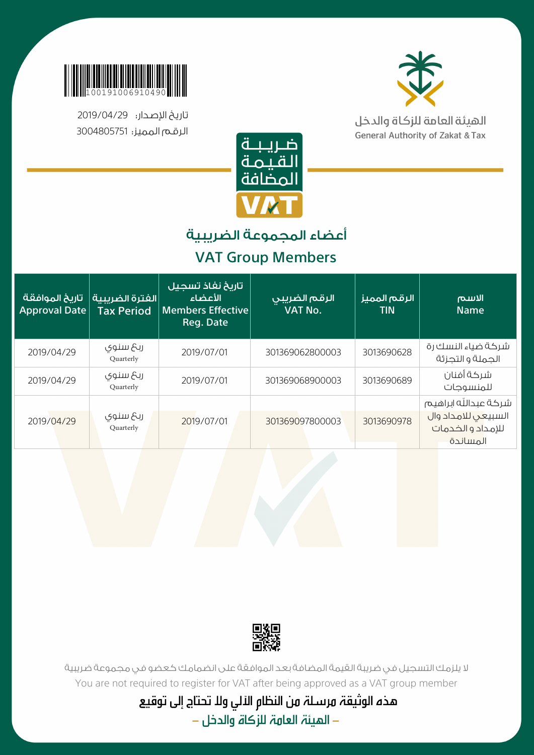100191006910490

تاريخ الإصدار: 2019/04/29

الرقم المميز: 3004805751

الهيئة العامة للزكاة والدخل

General Authority of Zakat & Tax

ضريبة القيمة المضافة

VAT

## أعضاء المجموعة الضريبية

## VAT Group Members

| الاسم Name | الرقم المميز TIN | الرقم الضريبي VAT No. | تاريخ نفاذ تسجيل الأعضاء Members Effective Reg. Date | الفترة الضريبية Tax Period | تاريخ الموافقة Approval Date |
|---|---|---|---|---|---|
| شركة ضياء النسك رة الجملة و التجزئة | 3013690628 | 301369062800003 | 2019/07/01 | ربع سنوي Quarterly | 2019/04/29 |
| شركة أفنان للمنسوجات | 3013690689 | 301369068900003 | 2019/07/01 | ربع سنوي Quarterly | 2019/04/29 |
| شركة عبدالله ابراهيم السبيعي للامداد وال للإمداد و الخدمات المساندة | 3013690978 | 301369097800003 | 2019/07/01 | ربع سنوي Quarterly | 2019/04/29 |

لا يلزمك التسجيل في ضريبة القيمة المضافة بعد الموافقة على انضمامك كعضو في مجموعة ضريبية

You are not required to register for VAT after being approved as a VAT group member

**هذه الوثيقة مرسلة من النظام الآلي ولا تحتاج إلى توقيع**

**– الهيئة العامة للزكاة والدخل –**